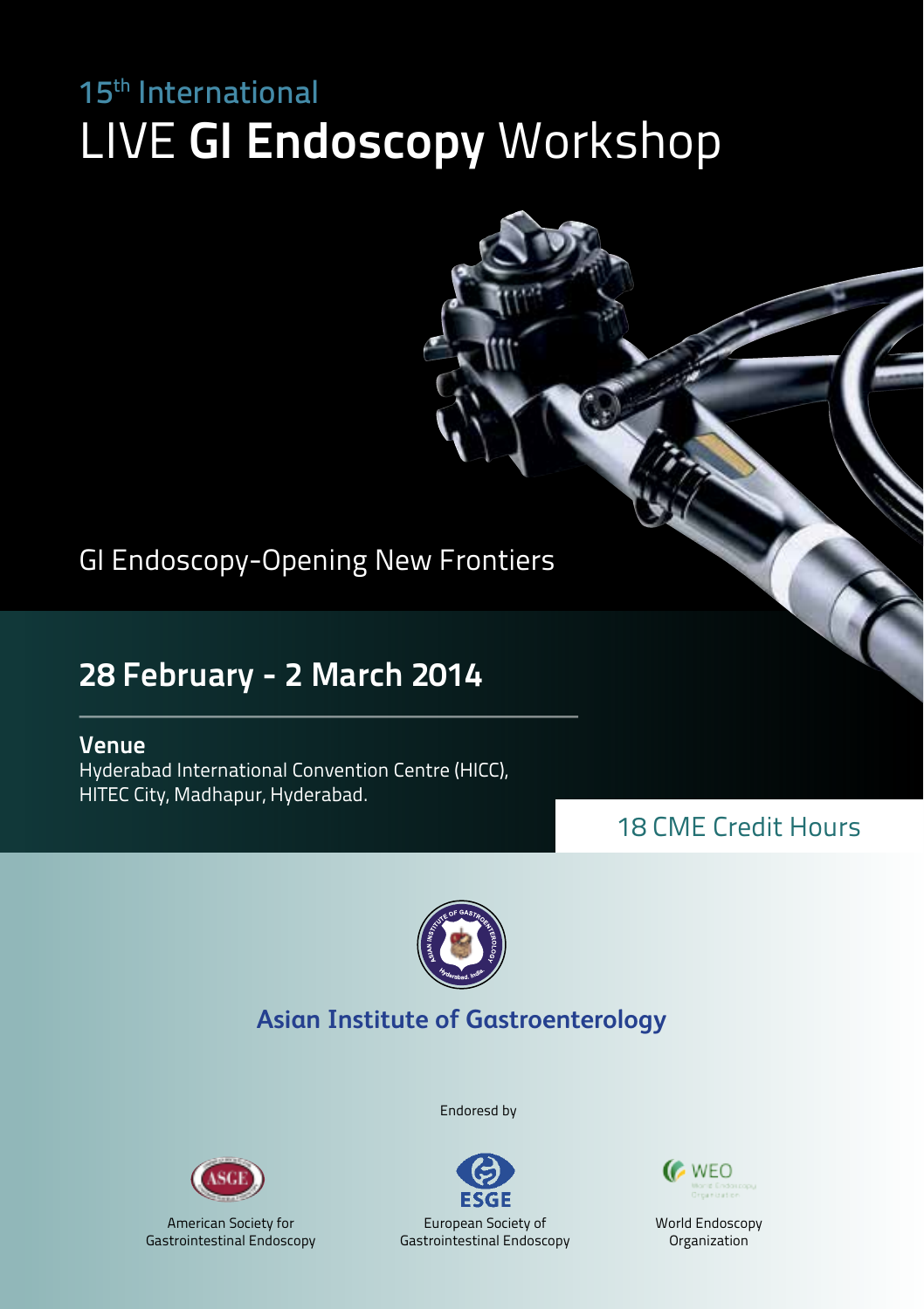# 15th International
# LIVE **GI Endoscopy** Workshop

GI Endoscopy-Opening New Frontiers

## 28 February - 2 March 2014

**Venue**
Hyderabad International Convention Centre (HICC),
HITEC City, Madhapur, Hyderabad.

18 CME Credit Hours

**Asian Institute of Gastroenterology**

Endoresd by

American Society for Gastrointestinal Endoscopy

European Society of Gastrointestinal Endoscopy

World Endoscopy Organization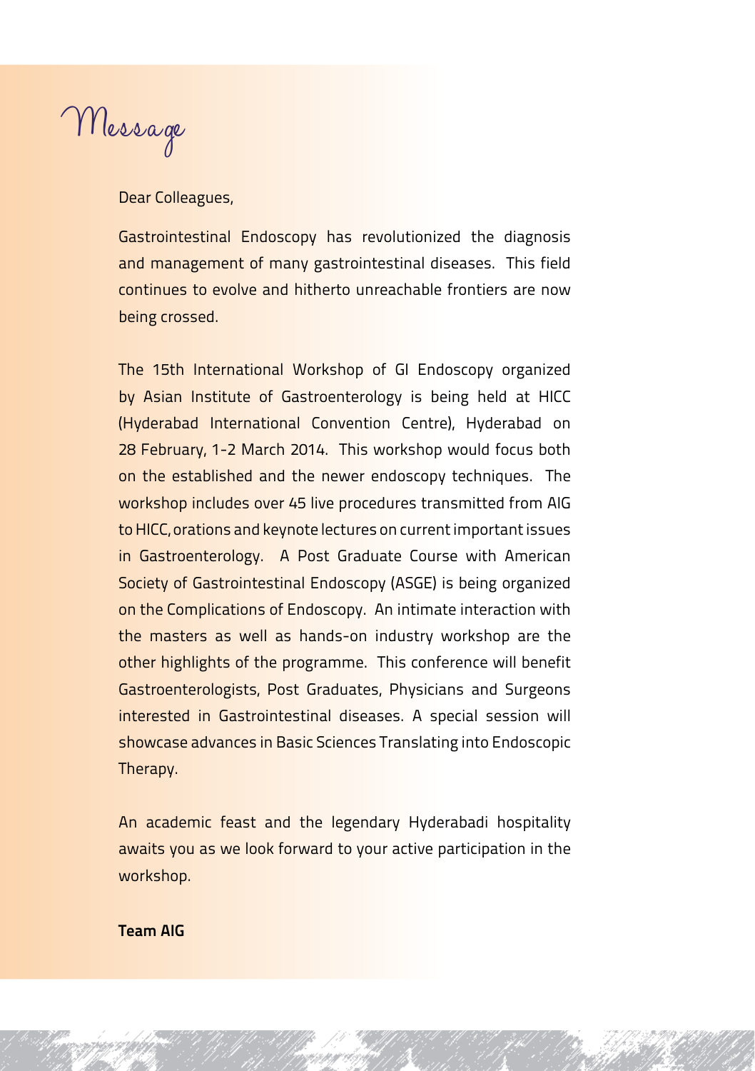# Message

Dear Colleagues,

Gastrointestinal Endoscopy has revolutionized the diagnosis and management of many gastrointestinal diseases. This field continues to evolve and hitherto unreachable frontiers are now being crossed.

The 15th International Workshop of GI Endoscopy organized by Asian Institute of Gastroenterology is being held at HICC (Hyderabad International Convention Centre), Hyderabad on 28 February, 1-2 March 2014. This workshop would focus both on the established and the newer endoscopy techniques. The workshop includes over 45 live procedures transmitted from AIG to HICC, orations and keynote lectures on current important issues in Gastroenterology. A Post Graduate Course with American Society of Gastrointestinal Endoscopy (ASGE) is being organized on the Complications of Endoscopy. An intimate interaction with the masters as well as hands-on industry workshop are the other highlights of the programme. This conference will benefit Gastroenterologists, Post Graduates, Physicians and Surgeons interested in Gastrointestinal diseases. A special session will showcase advances in Basic Sciences Translating into Endoscopic Therapy.

An academic feast and the legendary Hyderabadi hospitality awaits you as we look forward to your active participation in the workshop.

**Team AIG**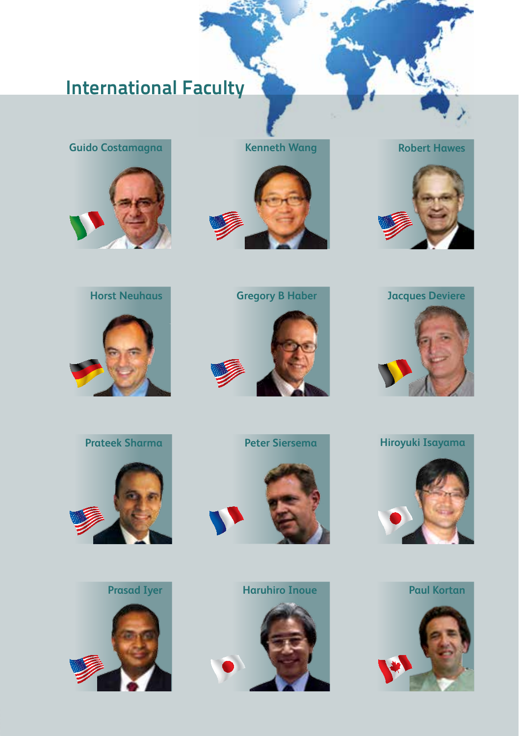# International Faculty

Guido Costamagna

Kenneth Wang

Robert Hawes

Horst Neuhaus

Gregory B Haber

Jacques Deviere

Prateek Sharma

Peter Siersema

Hiroyuki Isayama

Prasad Iyer

Haruhiro Inoue

Paul Kortan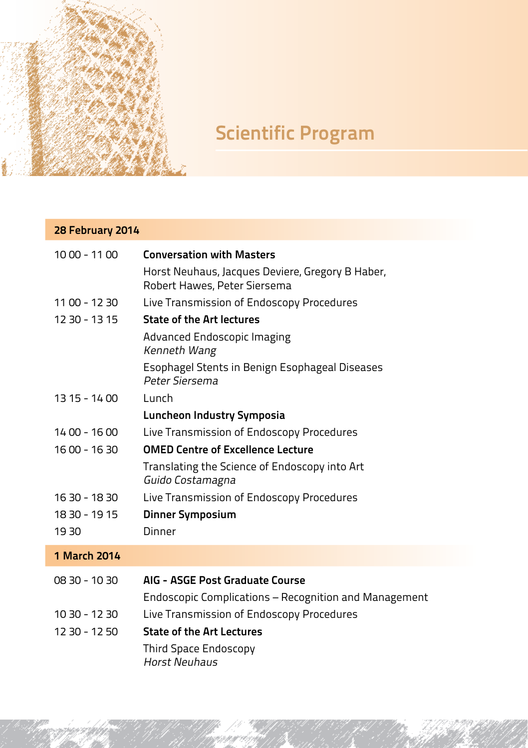# Scientific Program

## 28 February 2014

| | |
|---|---|
| 10 00 - 11 00 | **Conversation with Masters** |
| | Horst Neuhaus, Jacques Deviere, Gregory B Haber, Robert Hawes, Peter Siersema |
| 11 00 - 12 30 | Live Transmission of Endoscopy Procedures |
| 12 30 - 13 15 | **State of the Art lectures** |
| | Advanced Endoscopic Imaging *Kenneth Wang* |
| | Esophagel Stents in Benign Esophageal Diseases *Peter Siersema* |
| 13 15 - 14 00 | Lunch |
| | **Luncheon Industry Symposia** |
| 14 00 - 16 00 | Live Transmission of Endoscopy Procedures |
| 16 00 - 16 30 | **OMED Centre of Excellence Lecture** |
| | Translating the Science of Endoscopy into Art *Guido Costamagna* |
| 16 30 - 18 30 | Live Transmission of Endoscopy Procedures |
| 18 30 - 19 15 | **Dinner Symposium** |
| 19 30 | Dinner |

## 1 March 2014

| | |
|---|---|
| 08 30 - 10 30 | **AIG - ASGE Post Graduate Course** |
| | Endoscopic Complications – Recognition and Management |
| 10 30 - 12 30 | Live Transmission of Endoscopy Procedures |
| 12 30 - 12 50 | **State of the Art Lectures** |
| | Third Space Endoscopy *Horst Neuhaus* |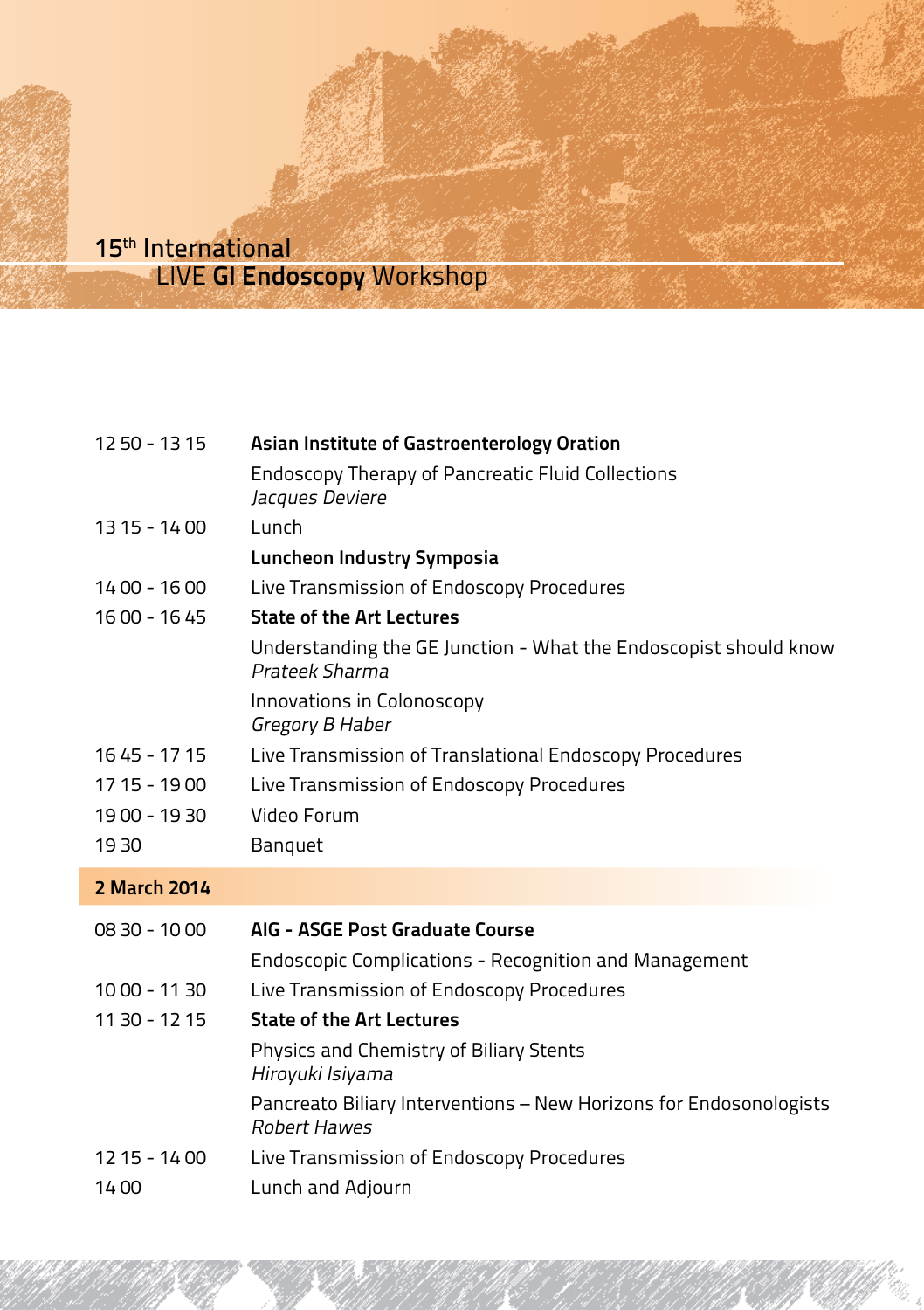15th International LIVE **GI Endoscopy** Workshop

| | |
|---|---|
| 12 50 - 13 15 | **Asian Institute of Gastroenterology Oration** |
| | Endoscopy Therapy of Pancreatic Fluid Collections *Jacques Deviere* |
| 13 15 - 14 00 | Lunch |
| | **Luncheon Industry Symposia** |
| 14 00 - 16 00 | Live Transmission of Endoscopy Procedures |
| 16 00 - 16 45 | **State of the Art Lectures** |
| | Understanding the GE Junction - What the Endoscopist should know *Prateek Sharma* |
| | Innovations in Colonoscopy *Gregory B Haber* |
| 16 45 - 17 15 | Live Transmission of Translational Endoscopy Procedures |
| 17 15 - 19 00 | Live Transmission of Endoscopy Procedures |
| 19 00 - 19 30 | Video Forum |
| 19 30 | Banquet |

## 2 March 2014

| | |
|---|---|
| 08 30 - 10 00 | **AIG - ASGE Post Graduate Course** |
| | Endoscopic Complications - Recognition and Management |
| 10 00 - 11 30 | Live Transmission of Endoscopy Procedures |
| 11 30 - 12 15 | **State of the Art Lectures** |
| | Physics and Chemistry of Biliary Stents *Hiroyuki Isiyama* |
| | Pancreato Biliary Interventions – New Horizons for Endosonologists *Robert Hawes* |
| 12 15 - 14 00 | Live Transmission of Endoscopy Procedures |
| 14 00 | Lunch and Adjourn |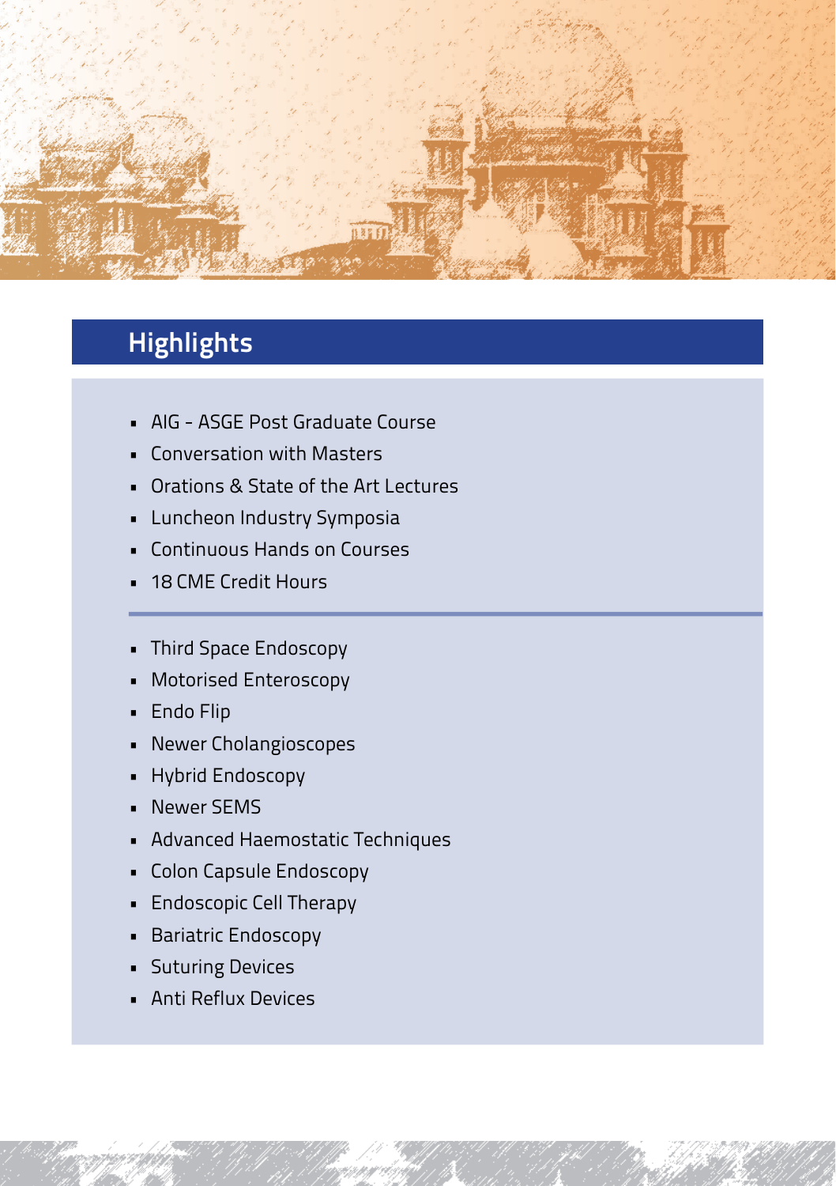## Highlights

- AIG - ASGE Post Graduate Course
- Conversation with Masters
- Orations & State of the Art Lectures
- Luncheon Industry Symposia
- Continuous Hands on Courses
- 18 CME Credit Hours

---

- Third Space Endoscopy
- Motorised Enteroscopy
- Endo Flip
- Newer Cholangioscopes
- Hybrid Endoscopy
- Newer SEMS
- Advanced Haemostatic Techniques
- Colon Capsule Endoscopy
- Endoscopic Cell Therapy
- Bariatric Endoscopy
- Suturing Devices
- Anti Reflux Devices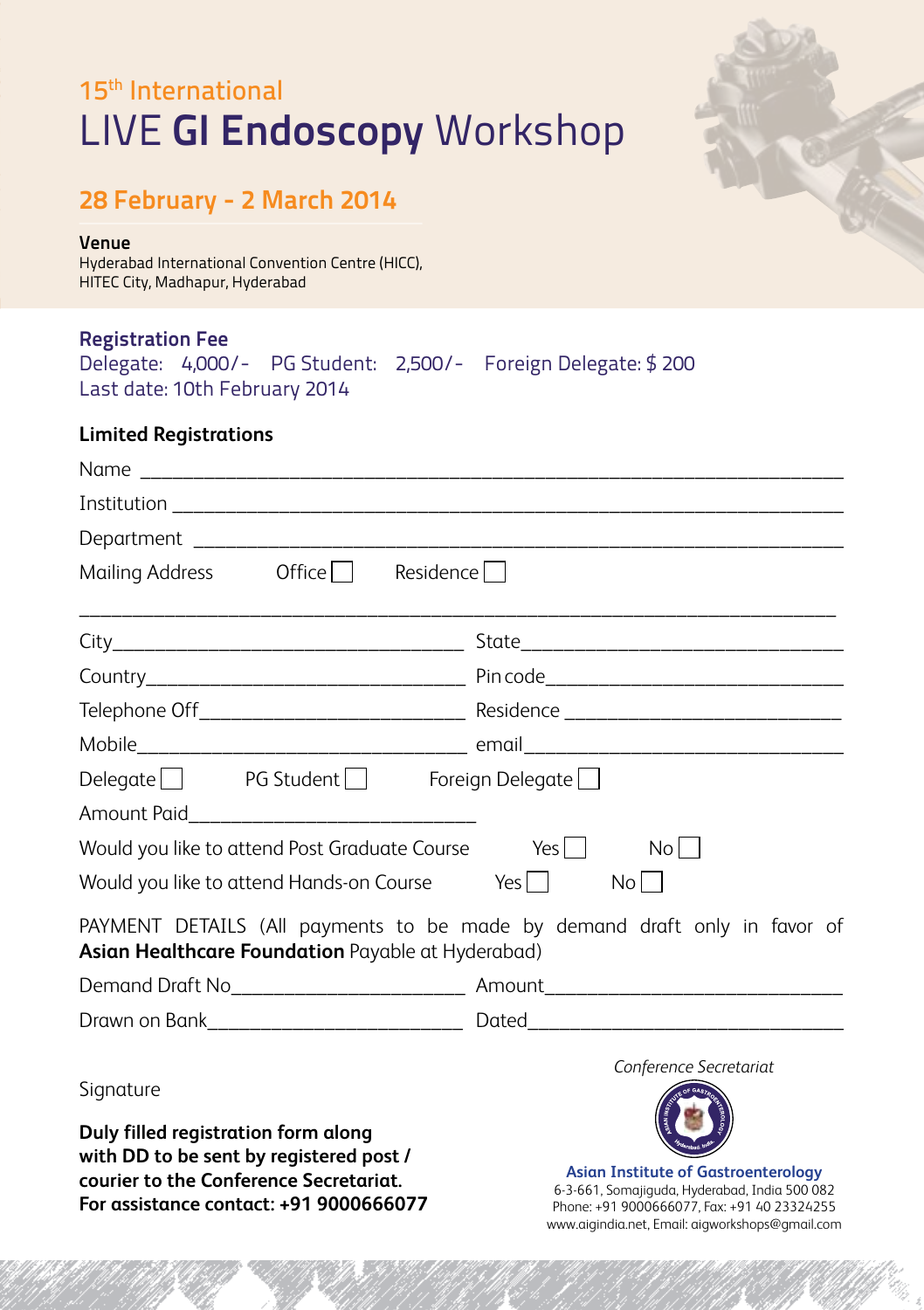15th International

# LIVE GI Endoscopy Workshop

## 28 February - 2 March 2014

**Venue**
Hyderabad International Convention Centre (HICC),
HITEC City, Madhapur, Hyderabad

### Registration Fee

Delegate: 4,000/- PG Student: 2,500/- Foreign Delegate: $ 200
Last date: 10th February 2014

### Limited Registrations

Name ______________________________________________

Institution ______________________________________________

Department ______________________________________________

Mailing Address Office ☐ Residence ☐

______________________________________________

City______________________ State______________________

Country______________________ Pin code______________________

Telephone Off______________________ Residence ______________________

Mobile______________________ email______________________

Delegate ☐ PG Student ☐ Foreign Delegate ☐

Amount Paid______________________

Would you like to attend Post Graduate Course Yes ☐ No ☐

Would you like to attend Hands-on Course Yes ☐ No ☐

PAYMENT DETAILS (All payments to be made by demand draft only in favor of **Asian Healthcare Foundation** Payable at Hyderabad)

Demand Draft No______________________ Amount______________________

Drawn on Bank______________________ Dated______________________

Signature

**Duly filled registration form along with DD to be sent by registered post / courier to the Conference Secretariat.**
**For assistance contact: +91 9000666077**

*Conference Secretariat*

**Asian Institute of Gastroenterology**
6-3-661, Somajiguda, Hyderabad, India 500 082
Phone: +91 9000666077, Fax: +91 40 23324255
www.aigindia.net, Email: aigworkshops@gmail.com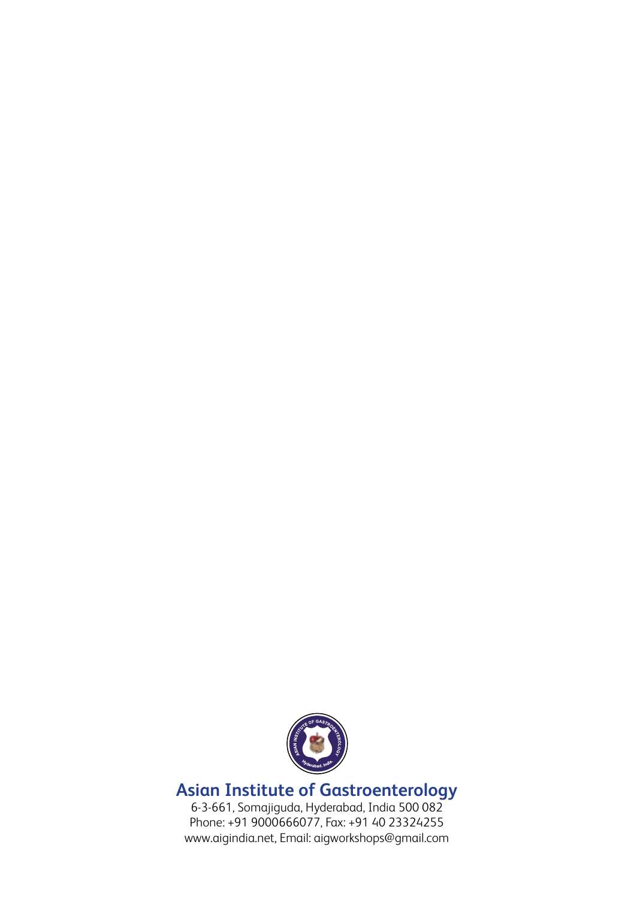**Asian Institute of Gastroenterology**

6-3-661, Somajiguda, Hyderabad, India 500 082
Phone: +91 9000666077, Fax: +91 40 23324255
www.aigindia.net, Email: aigworkshops@gmail.com